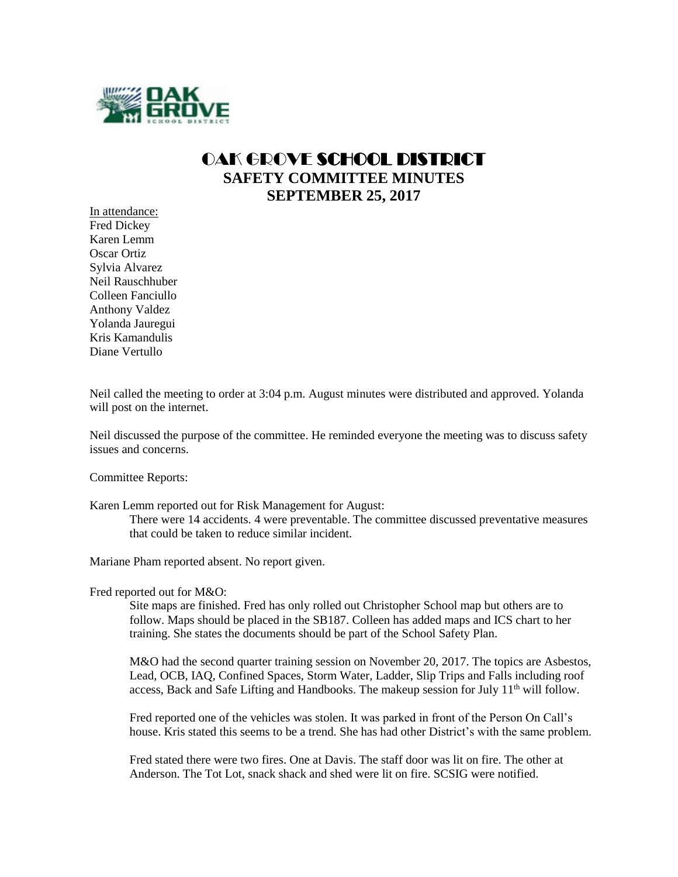# OAK GROVE SCHOOL DISTRICT

## SAFETY COMMITTEE MINUTES

## SEPTEMBER 25, 2017

In attendance:
Fred Dickey
Karen Lemm
Oscar Ortiz
Sylvia Alvarez
Neil Rauschhuber
Colleen Fanciullo
Anthony Valdez
Yolanda Jauregui
Kris Kamandulis
Diane Vertullo

Neil called the meeting to order at 3:04 p.m. August minutes were distributed and approved. Yolanda will post on the internet.

Neil discussed the purpose of the committee. He reminded everyone the meeting was to discuss safety issues and concerns.

Committee Reports:

Karen Lemm reported out for Risk Management for August:

> There were 14 accidents. 4 were preventable. The committee discussed preventative measures that could be taken to reduce similar incident.

Mariane Pham reported absent. No report given.

Fred reported out for M&O:

> Site maps are finished. Fred has only rolled out Christopher School map but others are to follow. Maps should be placed in the SB187. Colleen has added maps and ICS chart to her training. She states the documents should be part of the School Safety Plan.
>
> M&O had the second quarter training session on November 20, 2017. The topics are Asbestos, Lead, OCB, IAQ, Confined Spaces, Storm Water, Ladder, Slip Trips and Falls including roof access, Back and Safe Lifting and Handbooks. The makeup session for July 11th will follow.
>
> Fred reported one of the vehicles was stolen. It was parked in front of the Person On Call's house. Kris stated this seems to be a trend. She has had other District's with the same problem.
>
> Fred stated there were two fires. One at Davis. The staff door was lit on fire. The other at Anderson. The Tot Lot, snack shack and shed were lit on fire. SCSIG were notified.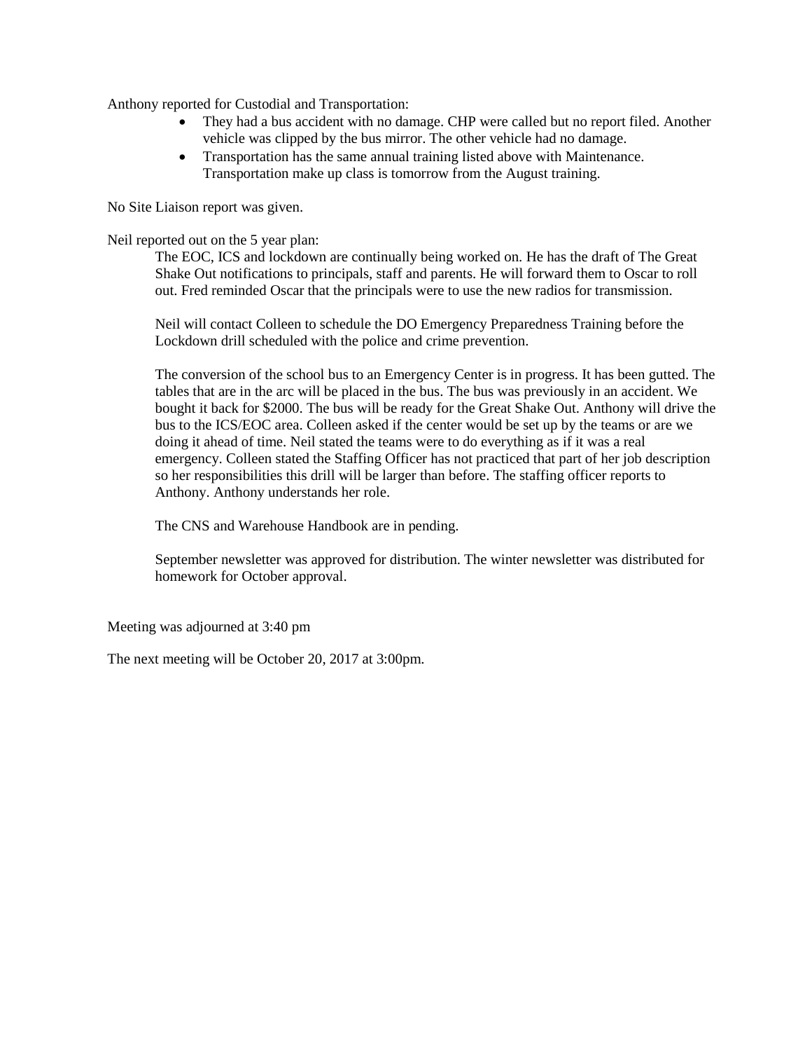Anthony reported for Custodial and Transportation:

- They had a bus accident with no damage. CHP were called but no report filed. Another vehicle was clipped by the bus mirror. The other vehicle had no damage.
- Transportation has the same annual training listed above with Maintenance. Transportation make up class is tomorrow from the August training.

No Site Liaison report was given.

Neil reported out on the 5 year plan:

> The EOC, ICS and lockdown are continually being worked on. He has the draft of The Great Shake Out notifications to principals, staff and parents. He will forward them to Oscar to roll out. Fred reminded Oscar that the principals were to use the new radios for transmission.
>
> Neil will contact Colleen to schedule the DO Emergency Preparedness Training before the Lockdown drill scheduled with the police and crime prevention.
>
> The conversion of the school bus to an Emergency Center is in progress. It has been gutted. The tables that are in the arc will be placed in the bus. The bus was previously in an accident. We bought it back for $2000. The bus will be ready for the Great Shake Out. Anthony will drive the bus to the ICS/EOC area. Colleen asked if the center would be set up by the teams or are we doing it ahead of time. Neil stated the teams were to do everything as if it was a real emergency. Colleen stated the Staffing Officer has not practiced that part of her job description so her responsibilities this drill will be larger than before. The staffing officer reports to Anthony. Anthony understands her role.
>
> The CNS and Warehouse Handbook are in pending.
>
> September newsletter was approved for distribution. The winter newsletter was distributed for homework for October approval.

Meeting was adjourned at 3:40 pm

The next meeting will be October 20, 2017 at 3:00pm.